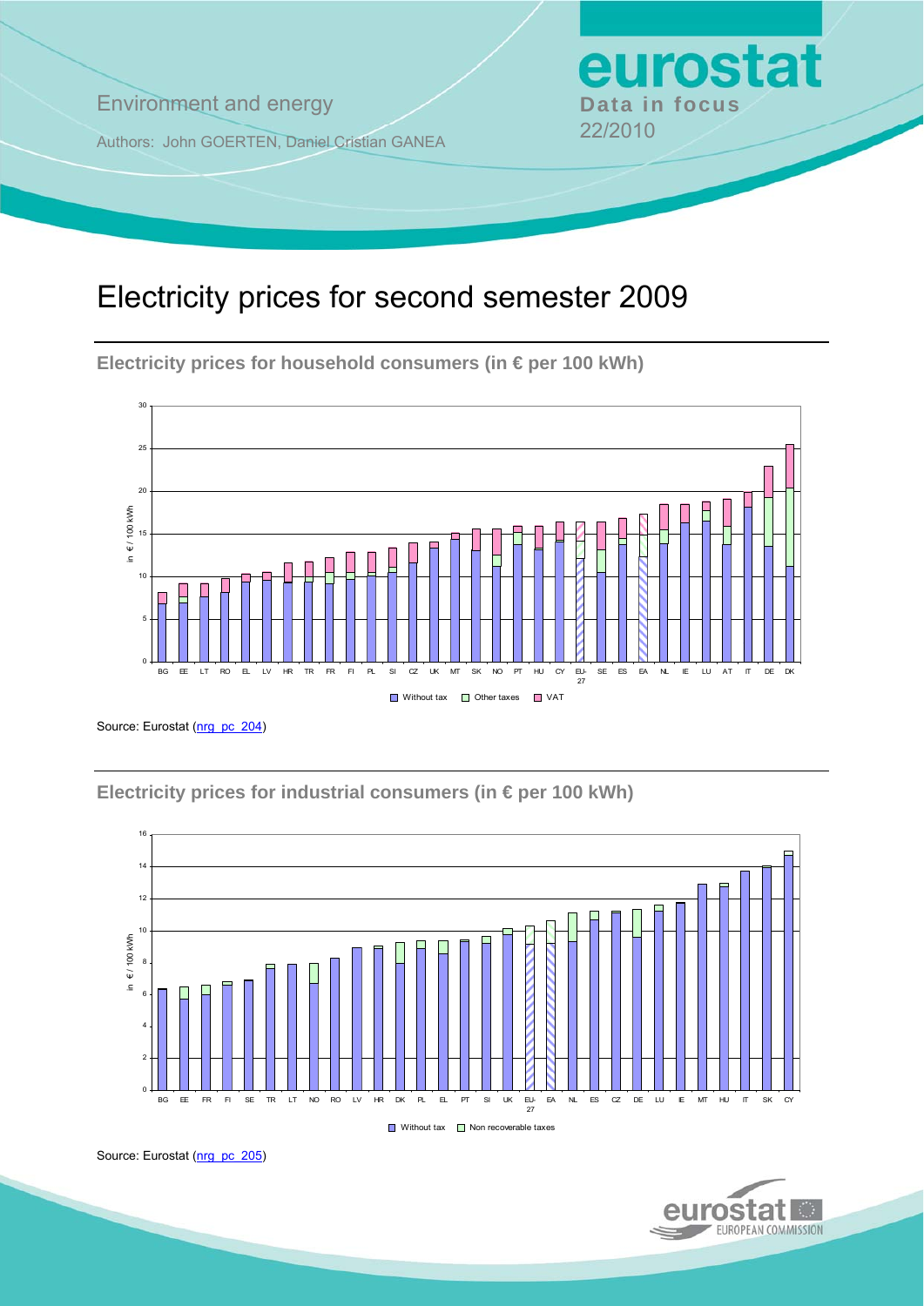Environment and energy

Authors: John GOERTEN, Daniel Cristian GANEA

**eurostat**
**Data in focus**
22/2010

# Electricity prices for second semester 2009

## Electricity prices for household consumers (in € per 100 kWh)

Source: Eurostat (nrg_pc_204)

## Electricity prices for industrial consumers (in € per 100 kWh)

Source: Eurostat (nrg_pc_205)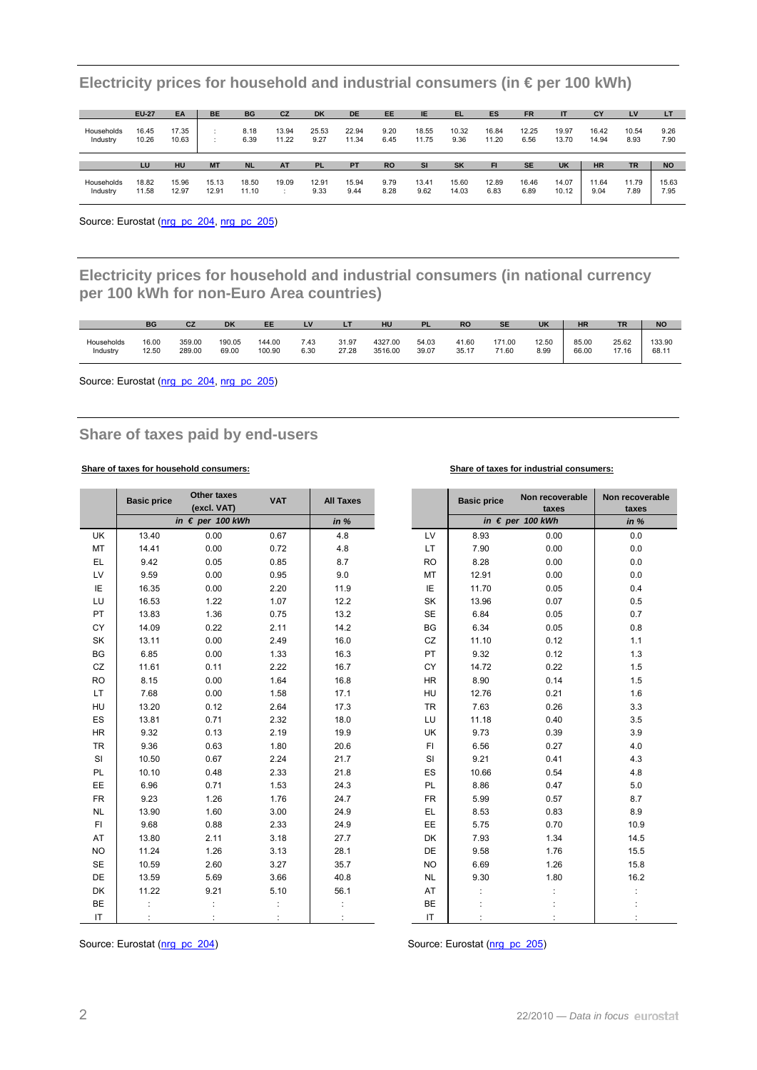## Electricity prices for household and industrial consumers (in € per 100 kWh)

| | EU-27 | EA | BE | BG | CZ | DK | DE | EE | IE | EL | ES | FR | IT | CY | LV | LT |
|---|---|---|---|---|---|---|---|---|---|---|---|---|---|---|---|---|
| Households | 16.45 | 17.35 | : | 8.18 | 13.94 | 25.53 | 22.94 | 9.20 | 18.55 | 10.32 | 16.84 | 12.25 | 19.97 | 16.42 | 10.54 | 9.26 |
| Industry | 10.26 | 10.63 | : | 6.39 | 11.22 | 9.27 | 11.34 | 6.45 | 11.75 | 9.36 | 11.20 | 6.56 | 13.70 | 14.94 | 8.93 | 7.90 |

| | LU | HU | MT | NL | AT | PL | PT | RO | SI | SK | FI | SE | UK | HR | TR | NO |
|---|---|---|---|---|---|---|---|---|---|---|---|---|---|---|---|---|
| Households | 18.82 | 15.96 | 15.13 | 18.50 | 19.09 | 12.91 | 15.94 | 9.79 | 13.41 | 15.60 | 12.89 | 16.46 | 14.07 | 11.64 | 11.79 | 15.63 |
| Industry | 11.58 | 12.97 | 12.91 | 11.10 | : | 9.33 | 9.44 | 8.28 | 9.62 | 14.03 | 6.83 | 6.89 | 10.12 | 9.04 | 7.89 | 7.95 |

Source: Eurostat (nrg_pc_204, nrg_pc_205)

## Electricity prices for household and industrial consumers (in national currency per 100 kWh for non-Euro Area countries)

| | BG | CZ | DK | EE | LV | LT | HU | PL | RO | SE | UK | HR | TR | NO |
|---|---|---|---|---|---|---|---|---|---|---|---|---|---|---|
| Households | 16.00 | 359.00 | 190.05 | 144.00 | 7.43 | 31.97 | 4327.00 | 54.03 | 41.60 | 171.00 | 12.50 | 85.00 | 25.62 | 133.90 |
| Industry | 12.50 | 289.00 | 69.00 | 100.90 | 6.30 | 27.28 | 3516.00 | 39.07 | 35.17 | 71.60 | 8.99 | 66.00 | 17.16 | 68.11 |

Source: Eurostat (nrg_pc_204, nrg_pc_205)

## Share of taxes paid by end-users

**Share of taxes for household consumers:**

| | Basic price | Other taxes (excl. VAT) | VAT | All Taxes |
|---|---|---|---|---|
| | *in € per 100 kWh* | | | *in %* |
| UK | 13.40 | 0.00 | 0.67 | 4.8 |
| MT | 14.41 | 0.00 | 0.72 | 4.8 |
| EL | 9.42 | 0.05 | 0.85 | 8.7 |
| LV | 9.59 | 0.00 | 0.95 | 9.0 |
| IE | 16.35 | 0.00 | 2.20 | 11.9 |
| LU | 16.53 | 1.22 | 1.07 | 12.2 |
| PT | 13.83 | 1.36 | 0.75 | 13.2 |
| CY | 14.09 | 0.22 | 2.11 | 14.2 |
| SK | 13.11 | 0.00 | 2.49 | 16.0 |
| BG | 6.85 | 0.00 | 1.33 | 16.3 |
| CZ | 11.61 | 0.11 | 2.22 | 16.7 |
| RO | 8.15 | 0.00 | 1.64 | 16.8 |
| LT | 7.68 | 0.00 | 1.58 | 17.1 |
| HU | 13.20 | 0.12 | 2.64 | 17.3 |
| ES | 13.81 | 0.71 | 2.32 | 18.0 |
| HR | 9.32 | 0.13 | 2.19 | 19.9 |
| TR | 9.36 | 0.63 | 1.80 | 20.6 |
| SI | 10.50 | 0.67 | 2.24 | 21.7 |
| PL | 10.10 | 0.48 | 2.33 | 21.8 |
| EE | 6.96 | 0.71 | 1.53 | 24.3 |
| FR | 9.23 | 1.26 | 1.76 | 24.7 |
| NL | 13.90 | 1.60 | 3.00 | 24.9 |
| FI | 9.68 | 0.88 | 2.33 | 24.9 |
| AT | 13.80 | 2.11 | 3.18 | 27.7 |
| NO | 11.24 | 1.26 | 3.13 | 28.1 |
| SE | 10.59 | 2.60 | 3.27 | 35.7 |
| DE | 13.59 | 5.69 | 3.66 | 40.8 |
| DK | 11.22 | 9.21 | 5.10 | 56.1 |
| BE | : | : | : | : |
| IT | : | : | : | : |

Source: Eurostat (nrg_pc_204)

**Share of taxes for industrial consumers:**

| | Basic price | Non recoverable taxes | Non recoverable taxes |
|---|---|---|---|
| | *in € per 100 kWh* | | *in %* |
| LV | 8.93 | 0.00 | 0.0 |
| LT | 7.90 | 0.00 | 0.0 |
| RO | 8.28 | 0.00 | 0.0 |
| MT | 12.91 | 0.00 | 0.0 |
| IE | 11.70 | 0.05 | 0.4 |
| SK | 13.96 | 0.07 | 0.5 |
| SE | 6.84 | 0.05 | 0.7 |
| BG | 6.34 | 0.05 | 0.8 |
| CZ | 11.10 | 0.12 | 1.1 |
| PT | 9.32 | 0.12 | 1.3 |
| CY | 14.72 | 0.22 | 1.5 |
| HR | 8.90 | 0.14 | 1.5 |
| HU | 12.76 | 0.21 | 1.6 |
| TR | 7.63 | 0.26 | 3.3 |
| LU | 11.18 | 0.40 | 3.5 |
| UK | 9.73 | 0.39 | 3.9 |
| FI | 6.56 | 0.27 | 4.0 |
| SI | 9.21 | 0.41 | 4.3 |
| ES | 10.66 | 0.54 | 4.8 |
| PL | 8.86 | 0.47 | 5.0 |
| FR | 5.99 | 0.57 | 8.7 |
| EL | 8.53 | 0.83 | 8.9 |
| EE | 5.75 | 0.70 | 10.9 |
| DK | 7.93 | 1.34 | 14.5 |
| DE | 9.58 | 1.76 | 15.5 |
| NO | 6.69 | 1.26 | 15.8 |
| NL | 9.30 | 1.80 | 16.2 |
| AT | : | : | : |
| BE | : | : | : |
| IT | : | : | : |

Source: Eurostat (nrg_pc_205)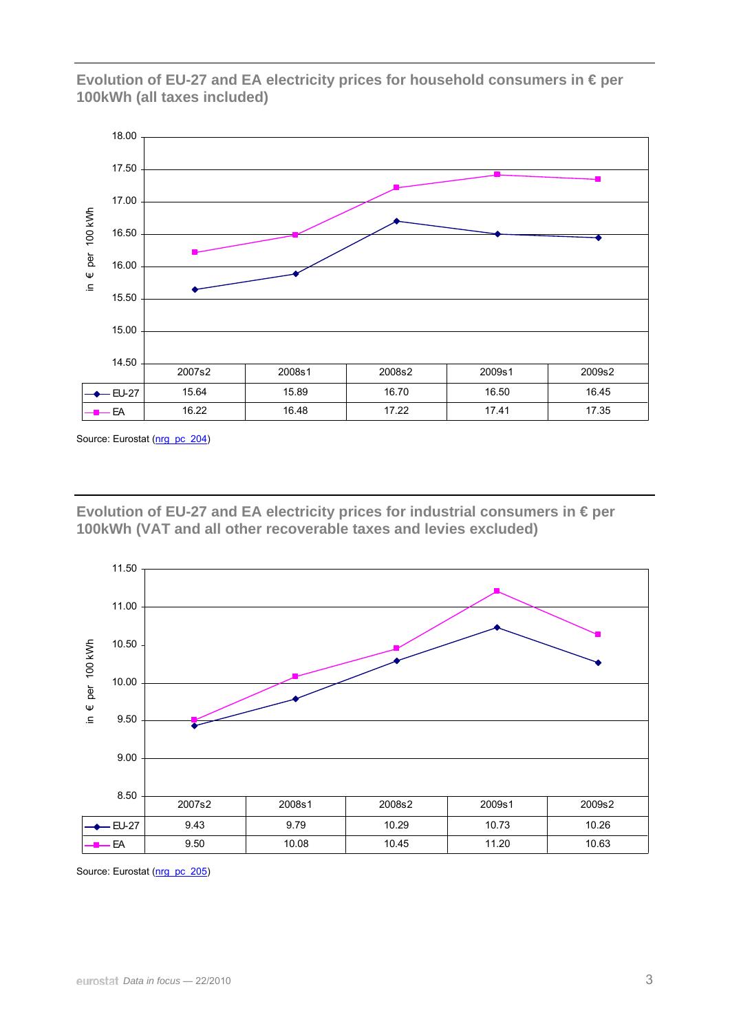### Evolution of EU-27 and EA electricity prices for household consumers in € per 100kWh (all taxes included)

| | 2007s2 | 2008s1 | 2008s2 | 2009s1 | 2009s2 |
|---|---|---|---|---|---|
| EU-27 | 15.64 | 15.89 | 16.70 | 16.50 | 16.45 |
| EA | 16.22 | 16.48 | 17.22 | 17.41 | 17.35 |

Source: Eurostat (nrg_pc_204)

### Evolution of EU-27 and EA electricity prices for industrial consumers in € per 100kWh (VAT and all other recoverable taxes and levies excluded)

| | 2007s2 | 2008s1 | 2008s2 | 2009s1 | 2009s2 |
|---|---|---|---|---|---|
| EU-27 | 9.43 | 9.79 | 10.29 | 10.73 | 10.26 |
| EA | 9.50 | 10.08 | 10.45 | 11.20 | 10.63 |

Source: Eurostat (nrg_pc_205)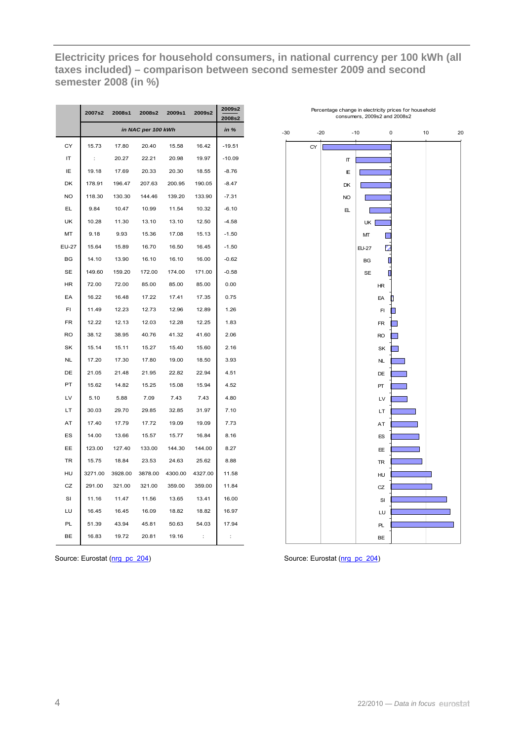## Electricity prices for household consumers, in national currency per 100 kWh (all taxes included) – comparison between second semester 2009 and second semester 2008 (in %)

| | 2007s2 | 2008s1 | 2008s2 | 2009s1 | 2009s2 | 2009s2 / 2008s2 |
|---|---|---|---|---|---|---|
| | in NAC per 100 kWh | | | | | in % |
| CY | 15.73 | 17.80 | 20.40 | 15.58 | 16.42 | -19.51 |
| IT | : | 20.27 | 22.21 | 20.98 | 19.97 | -10.09 |
| IE | 19.18 | 17.69 | 20.33 | 20.30 | 18.55 | -8.76 |
| DK | 178.91 | 196.47 | 207.63 | 200.95 | 190.05 | -8.47 |
| NO | 118.30 | 130.30 | 144.46 | 139.20 | 133.90 | -7.31 |
| EL | 9.84 | 10.47 | 10.99 | 11.54 | 10.32 | -6.10 |
| UK | 10.28 | 11.30 | 13.10 | 13.10 | 12.50 | -4.58 |
| MT | 9.18 | 9.93 | 15.36 | 17.08 | 15.13 | -1.50 |
| EU-27 | 15.64 | 15.89 | 16.70 | 16.50 | 16.45 | -1.50 |
| BG | 14.10 | 13.90 | 16.10 | 16.10 | 16.00 | -0.62 |
| SE | 149.60 | 159.20 | 172.00 | 174.00 | 171.00 | -0.58 |
| HR | 72.00 | 72.00 | 85.00 | 85.00 | 85.00 | 0.00 |
| EA | 16.22 | 16.48 | 17.22 | 17.41 | 17.35 | 0.75 |
| FI | 11.49 | 12.23 | 12.73 | 12.96 | 12.89 | 1.26 |
| FR | 12.22 | 12.13 | 12.03 | 12.28 | 12.25 | 1.83 |
| RO | 38.12 | 38.95 | 40.76 | 41.32 | 41.60 | 2.06 |
| SK | 15.14 | 15.11 | 15.27 | 15.40 | 15.60 | 2.16 |
| NL | 17.20 | 17.30 | 17.80 | 19.00 | 18.50 | 3.93 |
| DE | 21.05 | 21.48 | 21.95 | 22.82 | 22.94 | 4.51 |
| PT | 15.62 | 14.82 | 15.25 | 15.08 | 15.94 | 4.52 |
| LV | 5.10 | 5.88 | 7.09 | 7.43 | 7.43 | 4.80 |
| LT | 30.03 | 29.70 | 29.85 | 32.85 | 31.97 | 7.10 |
| AT | 17.40 | 17.79 | 17.72 | 19.09 | 19.09 | 7.73 |
| ES | 14.00 | 13.66 | 15.57 | 15.77 | 16.84 | 8.16 |
| EE | 123.00 | 127.40 | 133.00 | 144.30 | 144.00 | 8.27 |
| TR | 15.75 | 18.84 | 23.53 | 24.63 | 25.62 | 8.88 |
| HU | 3271.00 | 3928.00 | 3878.00 | 4300.00 | 4327.00 | 11.58 |
| CZ | 291.00 | 321.00 | 321.00 | 359.00 | 359.00 | 11.84 |
| SI | 11.16 | 11.47 | 11.56 | 13.65 | 13.41 | 16.00 |
| LU | 16.45 | 16.45 | 16.09 | 18.82 | 18.82 | 16.97 |
| PL | 51.39 | 43.94 | 45.81 | 50.63 | 54.03 | 17.94 |
| BE | 16.83 | 19.72 | 20.81 | 19.16 | : | : |

Source: Eurostat (nrg_pc_204)

Percentage change in electricity prices for household consumers, 2009s2 and 2008s2

Source: Eurostat (nrg_pc_204)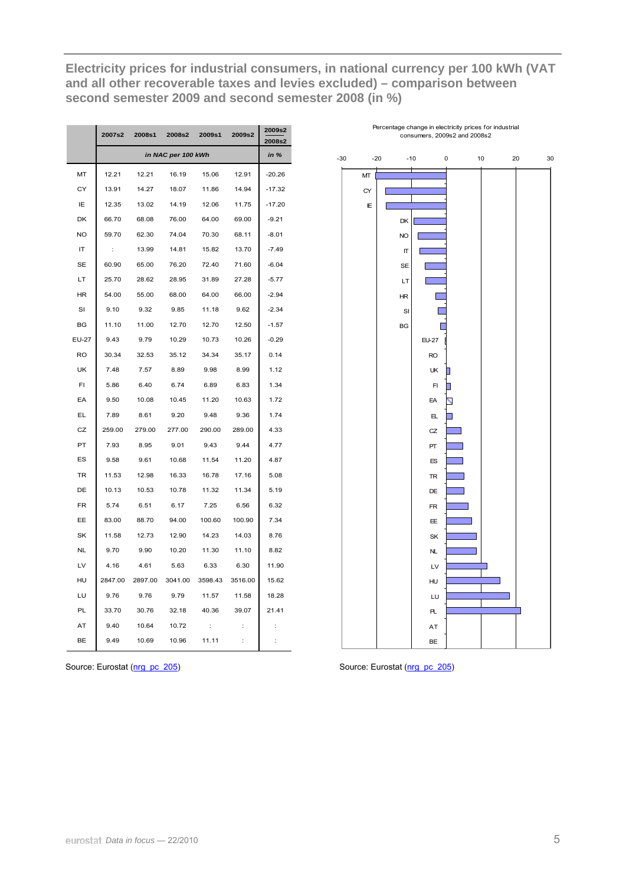## Electricity prices for industrial consumers, in national currency per 100 kWh (VAT and all other recoverable taxes and levies excluded) – comparison between second semester 2009 and second semester 2008 (in %)

| | 2007s2 | 2008s1 | 2008s2 | 2009s1 | 2009s2 | 2009s2 / 2008s2 |
|---|---|---|---|---|---|---|
| | in NAC per 100 kWh | | | | | in % |
| MT | 12.21 | 12.21 | 16.19 | 15.06 | 12.91 | -20.26 |
| CY | 13.91 | 14.27 | 18.07 | 11.86 | 14.94 | -17.32 |
| IE | 12.35 | 13.02 | 14.19 | 12.06 | 11.75 | -17.20 |
| DK | 66.70 | 68.08 | 76.00 | 64.00 | 69.00 | -9.21 |
| NO | 59.70 | 62.30 | 74.04 | 70.30 | 68.11 | -8.01 |
| IT | : | 13.99 | 14.81 | 15.82 | 13.70 | -7.49 |
| SE | 60.90 | 65.00 | 76.20 | 72.40 | 71.60 | -6.04 |
| LT | 25.70 | 28.62 | 28.95 | 31.89 | 27.28 | -5.77 |
| HR | 54.00 | 55.00 | 68.00 | 64.00 | 66.00 | -2.94 |
| SI | 9.10 | 9.32 | 9.85 | 11.18 | 9.62 | -2.34 |
| BG | 11.10 | 11.00 | 12.70 | 12.70 | 12.50 | -1.57 |
| EU-27 | 9.43 | 9.79 | 10.29 | 10.73 | 10.26 | -0.29 |
| RO | 30.34 | 32.53 | 35.12 | 34.34 | 35.17 | 0.14 |
| UK | 7.48 | 7.57 | 8.89 | 9.98 | 8.99 | 1.12 |
| FI | 5.86 | 6.40 | 6.74 | 6.89 | 6.83 | 1.34 |
| EA | 9.50 | 10.08 | 10.45 | 11.20 | 10.63 | 1.72 |
| EL | 7.89 | 8.61 | 9.20 | 9.48 | 9.36 | 1.74 |
| CZ | 259.00 | 279.00 | 277.00 | 290.00 | 289.00 | 4.33 |
| PT | 7.93 | 8.95 | 9.01 | 9.43 | 9.44 | 4.77 |
| ES | 9.58 | 9.61 | 10.68 | 11.54 | 11.20 | 4.87 |
| TR | 11.53 | 12.98 | 16.33 | 16.78 | 17.16 | 5.08 |
| DE | 10.13 | 10.53 | 10.78 | 11.32 | 11.34 | 5.19 |
| FR | 5.74 | 6.51 | 6.17 | 7.25 | 6.56 | 6.32 |
| EE | 83.00 | 88.70 | 94.00 | 100.60 | 100.90 | 7.34 |
| SK | 11.58 | 12.73 | 12.90 | 14.23 | 14.03 | 8.76 |
| NL | 9.70 | 9.90 | 10.20 | 11.30 | 11.10 | 8.82 |
| LV | 4.16 | 4.61 | 5.63 | 6.33 | 6.30 | 11.90 |
| HU | 2847.00 | 2897.00 | 3041.00 | 3598.43 | 3516.00 | 15.62 |
| LU | 9.76 | 9.76 | 9.79 | 11.57 | 11.58 | 18.28 |
| PL | 33.70 | 30.76 | 32.18 | 40.36 | 39.07 | 21.41 |
| AT | 9.40 | 10.64 | 10.72 | : | : | : |
| BE | 9.49 | 10.69 | 10.96 | 11.11 | : | : |

Source: Eurostat (nrg_pc_205)

Percentage change in electricity prices for industrial consumers, 2009s2 and 2008s2

Source: Eurostat (nrg_pc_205)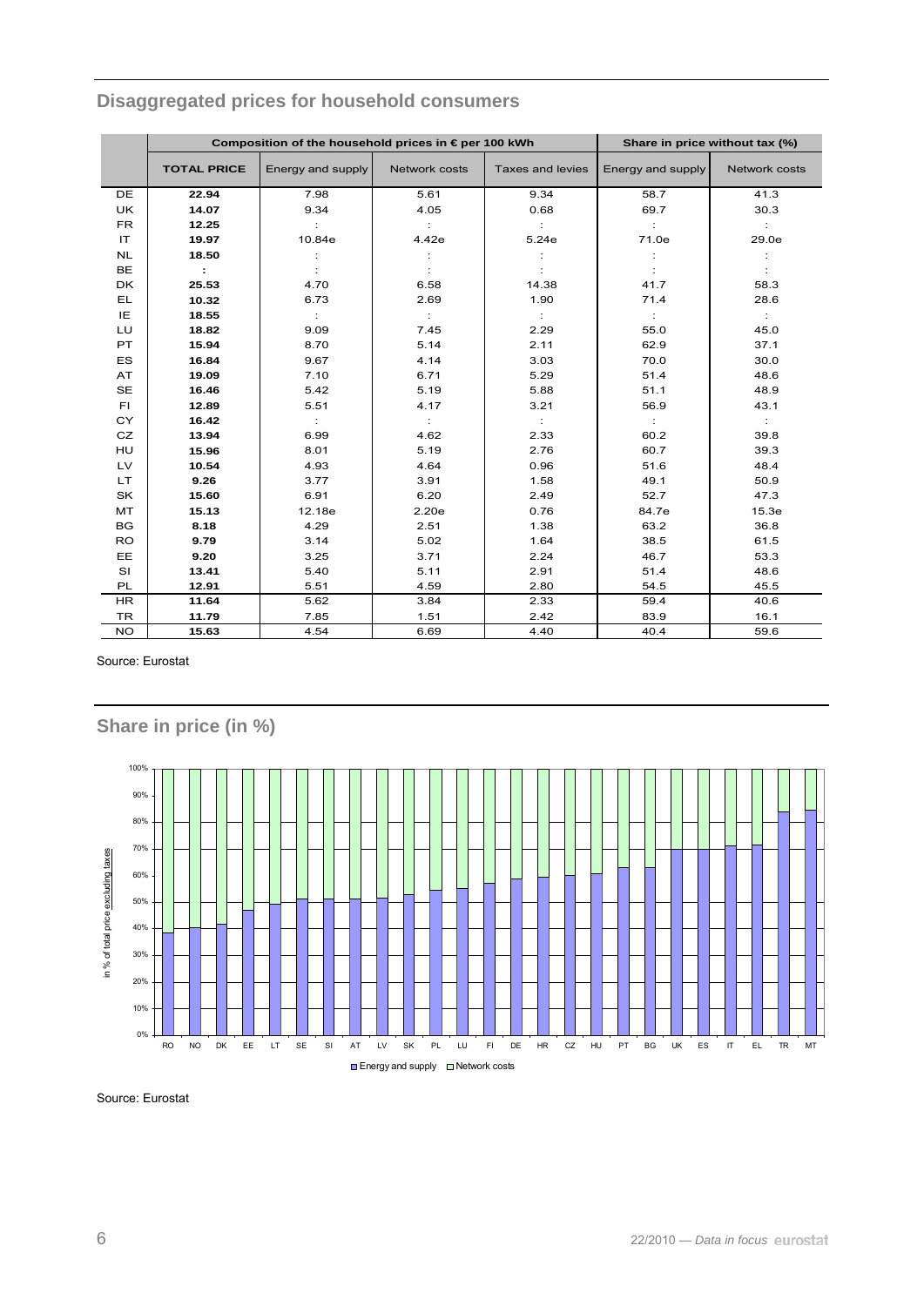## Disaggregated prices for household consumers

| | Composition of the household prices in € per 100 kWh | | | | Share in price without tax (%) | |
|---|---|---|---|---|---|---|
| | **TOTAL PRICE** | Energy and supply | Network costs | Taxes and levies | Energy and supply | Network costs |
| DE | **22.94** | 7.98 | 5.61 | 9.34 | 58.7 | 41.3 |
| UK | **14.07** | 9.34 | 4.05 | 0.68 | 69.7 | 30.3 |
| FR | **12.25** | : | : | : | : | : |
| IT | **19.97** | 10.84e | 4.42e | 5.24e | 71.0e | 29.0e |
| NL | **18.50** | : | : | : | : | : |
| BE | **:** | : | : | : | : | : |
| DK | **25.53** | 4.70 | 6.58 | 14.38 | 41.7 | 58.3 |
| EL | **10.32** | 6.73 | 2.69 | 1.90 | 71.4 | 28.6 |
| IE | **18.55** | : | : | : | : | : |
| LU | **18.82** | 9.09 | 7.45 | 2.29 | 55.0 | 45.0 |
| PT | **15.94** | 8.70 | 5.14 | 2.11 | 62.9 | 37.1 |
| ES | **16.84** | 9.67 | 4.14 | 3.03 | 70.0 | 30.0 |
| AT | **19.09** | 7.10 | 6.71 | 5.29 | 51.4 | 48.6 |
| SE | **16.46** | 5.42 | 5.19 | 5.88 | 51.1 | 48.9 |
| FI | **12.89** | 5.51 | 4.17 | 3.21 | 56.9 | 43.1 |
| CY | **16.42** | : | : | : | : | : |
| CZ | **13.94** | 6.99 | 4.62 | 2.33 | 60.2 | 39.8 |
| HU | **15.96** | 8.01 | 5.19 | 2.76 | 60.7 | 39.3 |
| LV | **10.54** | 4.93 | 4.64 | 0.96 | 51.6 | 48.4 |
| LT | **9.26** | 3.77 | 3.91 | 1.58 | 49.1 | 50.9 |
| SK | **15.60** | 6.91 | 6.20 | 2.49 | 52.7 | 47.3 |
| MT | **15.13** | 12.18e | 2.20e | 0.76 | 84.7e | 15.3e |
| BG | **8.18** | 4.29 | 2.51 | 1.38 | 63.2 | 36.8 |
| RO | **9.79** | 3.14 | 5.02 | 1.64 | 38.5 | 61.5 |
| EE | **9.20** | 3.25 | 3.71 | 2.24 | 46.7 | 53.3 |
| SI | **13.41** | 5.40 | 5.11 | 2.91 | 51.4 | 48.6 |
| PL | **12.91** | 5.51 | 4.59 | 2.80 | 54.5 | 45.5 |
| HR | **11.64** | 5.62 | 3.84 | 2.33 | 59.4 | 40.6 |
| TR | **11.79** | 7.85 | 1.51 | 2.42 | 83.9 | 16.1 |
| NO | **15.63** | 4.54 | 6.69 | 4.40 | 40.4 | 59.6 |

Source: Eurostat

## Share in price (in %)

Source: Eurostat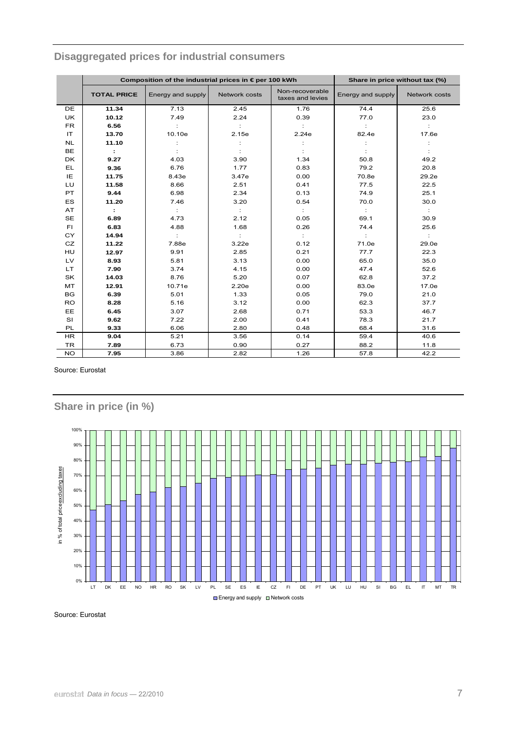## Disaggregated prices for industrial consumers

| | Composition of the industrial prices in € per 100 kWh | | | | Share in price without tax (%) | |
|---|---|---|---|---|---|---|
| | **TOTAL PRICE** | Energy and supply | Network costs | Non-recoverable taxes and levies | Energy and supply | Network costs |
| DE | **11.34** | 7.13 | 2.45 | 1.76 | 74.4 | 25.6 |
| UK | **10.12** | 7.49 | 2.24 | 0.39 | 77.0 | 23.0 |
| FR | **6.56** | : | : | : | : | : |
| IT | **13.70** | 10.10e | 2.15e | 2.24e | 82.4e | 17.6e |
| NL | **11.10** | : | : | : | : | : |
| BE | **:** | : | : | : | : | : |
| DK | **9.27** | 4.03 | 3.90 | 1.34 | 50.8 | 49.2 |
| EL | **9.36** | 6.76 | 1.77 | 0.83 | 79.2 | 20.8 |
| IE | **11.75** | 8.43e | 3.47e | 0.00 | 70.8e | 29.2e |
| LU | **11.58** | 8.66 | 2.51 | 0.41 | 77.5 | 22.5 |
| PT | **9.44** | 6.98 | 2.34 | 0.13 | 74.9 | 25.1 |
| ES | **11.20** | 7.46 | 3.20 | 0.54 | 70.0 | 30.0 |
| AT | **:** | : | : | : | : | : |
| SE | **6.89** | 4.73 | 2.12 | 0.05 | 69.1 | 30.9 |
| FI | **6.83** | 4.88 | 1.68 | 0.26 | 74.4 | 25.6 |
| CY | **14.94** | : | : | : | : | : |
| CZ | **11.22** | 7.88e | 3.22e | 0.12 | 71.0e | 29.0e |
| HU | **12.97** | 9.91 | 2.85 | 0.21 | 77.7 | 22.3 |
| LV | **8.93** | 5.81 | 3.13 | 0.00 | 65.0 | 35.0 |
| LT | **7.90** | 3.74 | 4.15 | 0.00 | 47.4 | 52.6 |
| SK | **14.03** | 8.76 | 5.20 | 0.07 | 62.8 | 37.2 |
| MT | **12.91** | 10.71e | 2.20e | 0.00 | 83.0e | 17.0e |
| BG | **6.39** | 5.01 | 1.33 | 0.05 | 79.0 | 21.0 |
| RO | **8.28** | 5.16 | 3.12 | 0.00 | 62.3 | 37.7 |
| EE | **6.45** | 3.07 | 2.68 | 0.71 | 53.3 | 46.7 |
| SI | **9.62** | 7.22 | 2.00 | 0.41 | 78.3 | 21.7 |
| PL | **9.33** | 6.06 | 2.80 | 0.48 | 68.4 | 31.6 |
| HR | **9.04** | 5.21 | 3.56 | 0.14 | 59.4 | 40.6 |
| TR | **7.89** | 6.73 | 0.90 | 0.27 | 88.2 | 11.8 |
| NO | **7.95** | 3.86 | 2.82 | 1.26 | 57.8 | 42.2 |

Source: Eurostat

## Share in price (in %)

Source: Eurostat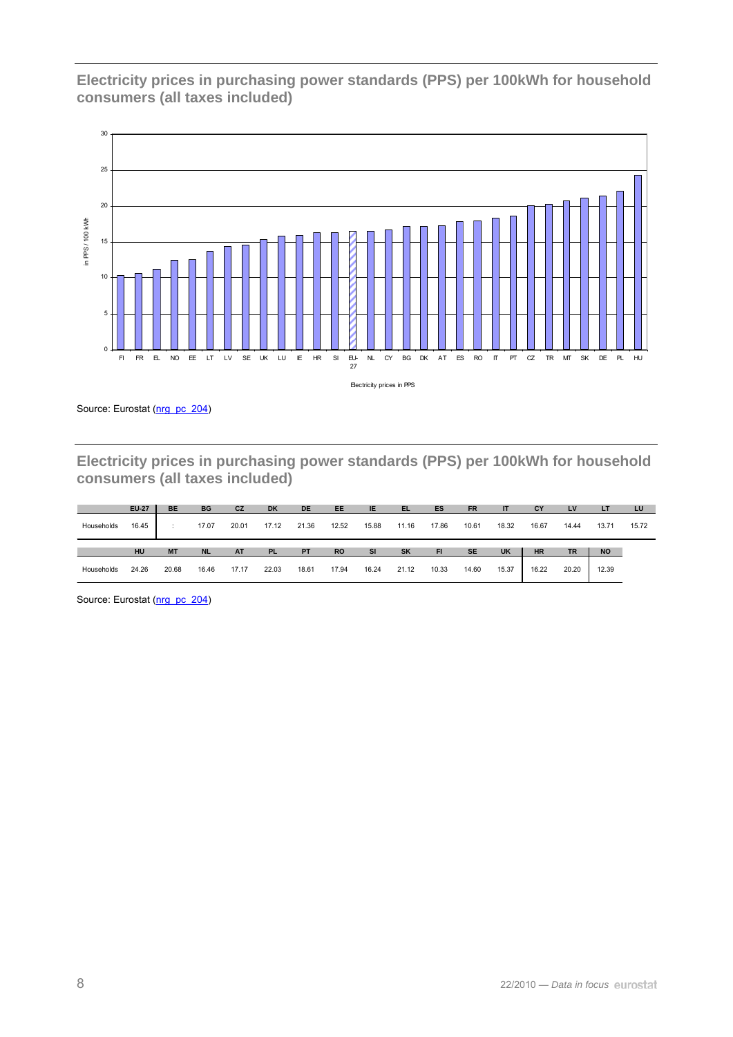## Electricity prices in purchasing power standards (PPS) per 100kWh for household consumers (all taxes included)

Source: Eurostat (nrg_pc_204)

## Electricity prices in purchasing power standards (PPS) per 100kWh for household consumers (all taxes included)

| | EU-27 | BE | BG | CZ | DK | DE | EE | IE | EL | ES | FR | IT | CY | LV | LT | LU |
|---|---|---|---|---|---|---|---|---|---|---|---|---|---|---|---|---|
| Households | 16.45 | : | 17.07 | 20.01 | 17.12 | 21.36 | 12.52 | 15.88 | 11.16 | 17.86 | 10.61 | 18.32 | 16.67 | 14.44 | 13.71 | 15.72 |

| | HU | MT | NL | AT | PL | PT | RO | SI | SK | FI | SE | UK | HR | TR | NO |
|---|---|---|---|---|---|---|---|---|---|---|---|---|---|---|---|
| Households | 24.26 | 20.68 | 16.46 | 17.17 | 22.03 | 18.61 | 17.94 | 16.24 | 21.12 | 10.33 | 14.60 | 15.37 | 16.22 | 20.20 | 12.39 |

Source: Eurostat (nrg_pc_204)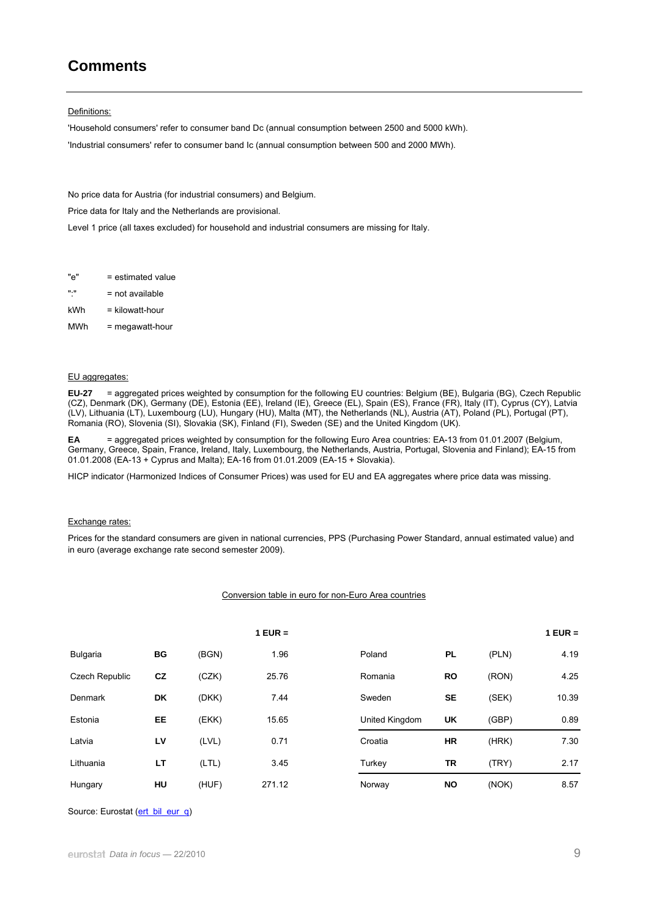## Comments

Definitions:

'Household consumers' refer to consumer band Dc (annual consumption between 2500 and 5000 kWh).

'Industrial consumers' refer to consumer band Ic (annual consumption between 500 and 2000 MWh).

No price data for Austria (for industrial consumers) and Belgium.

Price data for Italy and the Netherlands are provisional.

Level 1 price (all taxes excluded) for household and industrial consumers are missing for Italy.

"e" = estimated value

":" = not available

kWh = kilowatt-hour

MWh = megawatt-hour

EU aggregates:

**EU-27** = aggregated prices weighted by consumption for the following EU countries: Belgium (BE), Bulgaria (BG), Czech Republic (CZ), Denmark (DK), Germany (DE), Estonia (EE), Ireland (IE), Greece (EL), Spain (ES), France (FR), Italy (IT), Cyprus (CY), Latvia (LV), Lithuania (LT), Luxembourg (LU), Hungary (HU), Malta (MT), the Netherlands (NL), Austria (AT), Poland (PL), Portugal (PT), Romania (RO), Slovenia (SI), Slovakia (SK), Finland (FI), Sweden (SE) and the United Kingdom (UK).

**EA** = aggregated prices weighted by consumption for the following Euro Area countries: EA-13 from 01.01.2007 (Belgium, Germany, Greece, Spain, France, Ireland, Italy, Luxembourg, the Netherlands, Austria, Portugal, Slovenia and Finland); EA-15 from 01.01.2008 (EA-13 + Cyprus and Malta); EA-16 from 01.01.2009 (EA-15 + Slovakia).

HICP indicator (Harmonized Indices of Consumer Prices) was used for EU and EA aggregates where price data was missing.

Exchange rates:

Prices for the standard consumers are given in national currencies, PPS (Purchasing Power Standard, annual estimated value) and in euro (average exchange rate second semester 2009).

Conversion table in euro for non-Euro Area countries

| | | | 1 EUR = | | | | 1 EUR = |
|---|---|---|---|---|---|---|---|
| Bulgaria | **BG** | (BGN) | 1.96 | Poland | **PL** | (PLN) | 4.19 |
| Czech Republic | **CZ** | (CZK) | 25.76 | Romania | **RO** | (RON) | 4.25 |
| Denmark | **DK** | (DKK) | 7.44 | Sweden | **SE** | (SEK) | 10.39 |
| Estonia | **EE** | (EKK) | 15.65 | United Kingdom | **UK** | (GBP) | 0.89 |
| Latvia | **LV** | (LVL) | 0.71 | Croatia | **HR** | (HRK) | 7.30 |
| Lithuania | **LT** | (LTL) | 3.45 | Turkey | **TR** | (TRY) | 2.17 |
| Hungary | **HU** | (HUF) | 271.12 | Norway | **NO** | (NOK) | 8.57 |

Source: Eurostat (ert_bil_eur_q)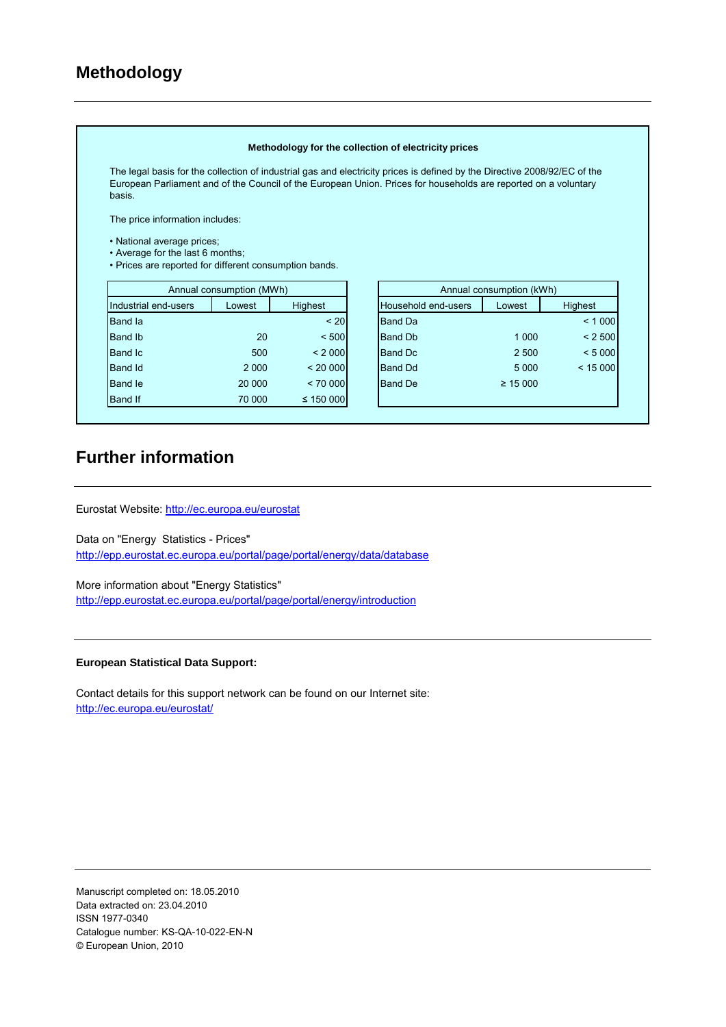## Methodology

**Methodology for the collection of electricity prices**

The legal basis for the collection of industrial gas and electricity prices is defined by the Directive 2008/92/EC of the European Parliament and of the Council of the European Union. Prices for households are reported on a voluntary basis.

The price information includes:

- National average prices;
- Average for the last 6 months;
- Prices are reported for different consumption bands.

| Annual consumption (MWh) | | |
|---|---|---|
| Industrial end-users | Lowest | Highest |
| Band Ia | | < 20 |
| Band Ib | 20 | < 500 |
| Band Ic | 500 | < 2 000 |
| Band Id | 2 000 | < 20 000 |
| Band Ie | 20 000 | < 70 000 |
| Band If | 70 000 | ≤ 150 000 |

| Annual consumption (kWh) | | |
|---|---|---|
| Household end-users | Lowest | Highest |
| Band Da | | < 1 000 |
| Band Db | 1 000 | < 2 500 |
| Band Dc | 2 500 | < 5 000 |
| Band Dd | 5 000 | < 15 000 |
| Band De | ≥ 15 000 | |

## Further information

Eurostat Website: http://ec.europa.eu/eurostat

Data on "Energy Statistics - Prices"
http://epp.eurostat.ec.europa.eu/portal/page/portal/energy/data/database

More information about "Energy Statistics"
http://epp.eurostat.ec.europa.eu/portal/page/portal/energy/introduction

**European Statistical Data Support:**

Contact details for this support network can be found on our Internet site:
http://ec.europa.eu/eurostat/

Manuscript completed on: 18.05.2010
Data extracted on: 23.04.2010
ISSN 1977-0340
Catalogue number: KS-QA-10-022-EN-N
© European Union, 2010